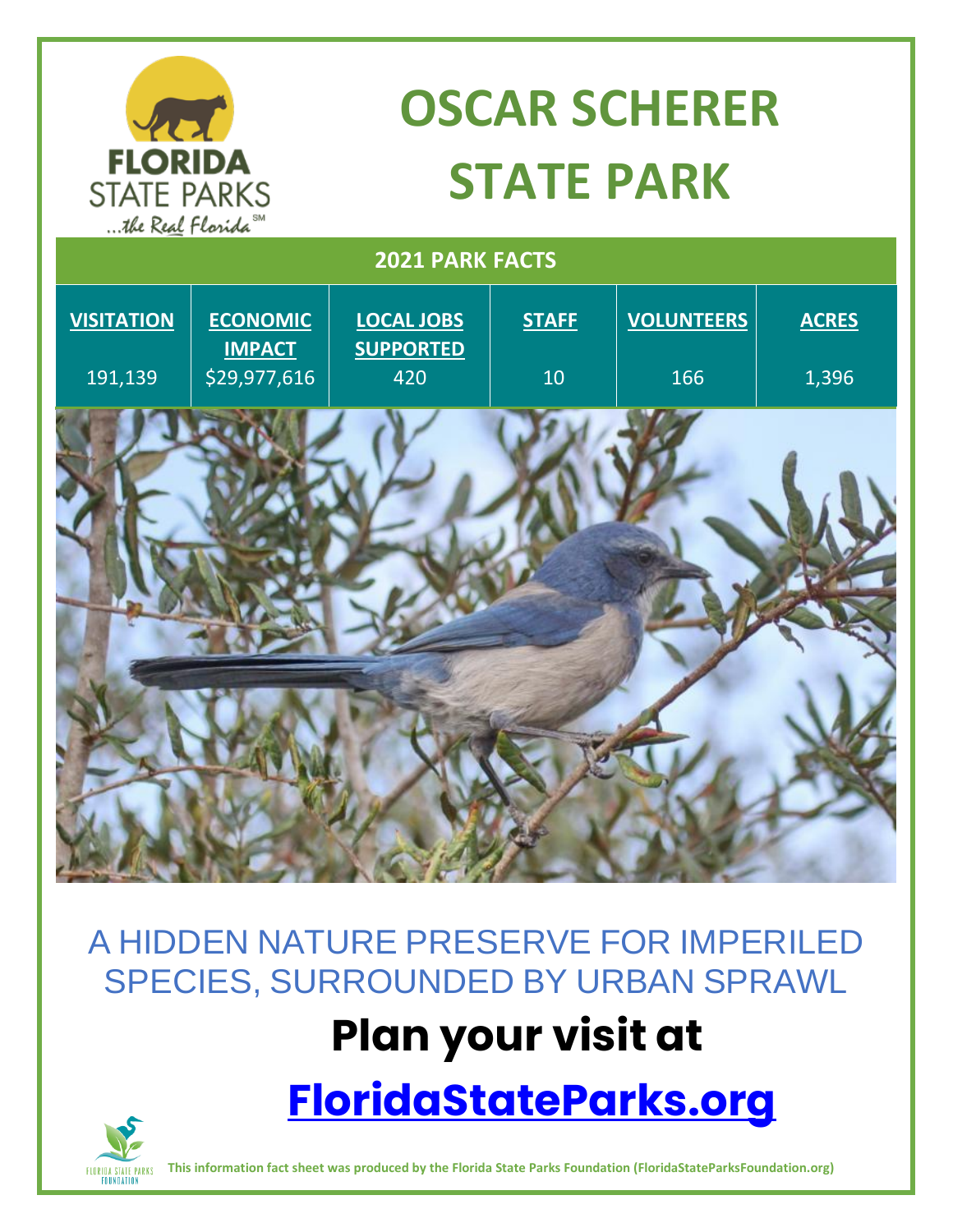# OSCAR SCHERER STATE PARK

## 2021 PARK FACTS

| VISITATION | ECONOMIC IMPACT | LOCAL JOBS SUPPORTED | STAFF | VOLUNTEERS | ACRES |
|---|---|---|---|---|---|
| 191,139 | $29,977,616 | 420 | 10 | 166 | 1,396 |

A HIDDEN NATURE PRESERVE FOR IMPERILED SPECIES, SURROUNDED BY URBAN SPRAWL

## Plan your visit at

## [FloridaStateParks.org](FloridaStateParks.org)

**This information fact sheet was produced by the Florida State Parks Foundation (FloridaStateParksFoundation.org)**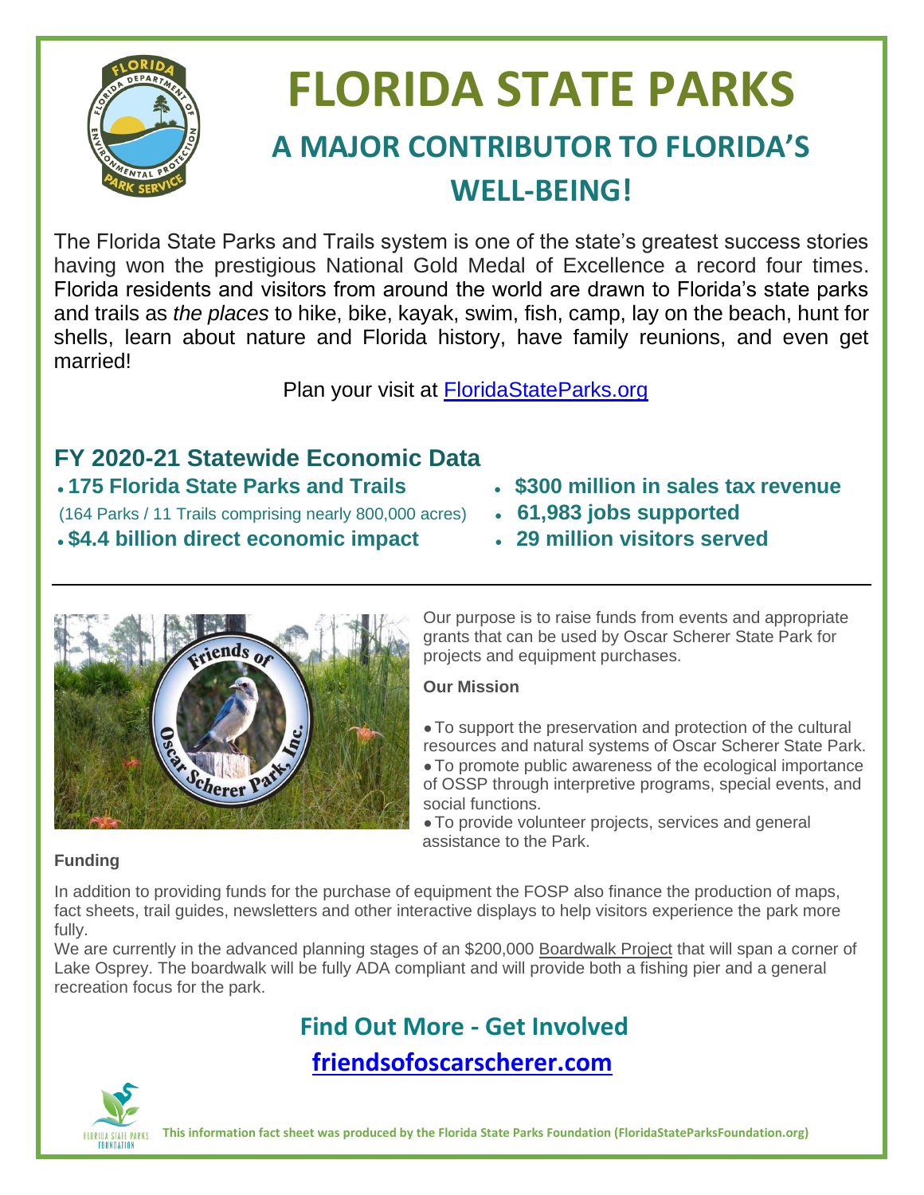# FLORIDA STATE PARKS

## A MAJOR CONTRIBUTOR TO FLORIDA'S WELL-BEING!

The Florida State Parks and Trails system is one of the state's greatest success stories having won the prestigious National Gold Medal of Excellence a record four times. Florida residents and visitors from around the world are drawn to Florida's state parks and trails as *the places* to hike, bike, kayak, swim, fish, camp, lay on the beach, hunt for shells, learn about nature and Florida history, have family reunions, and even get married!

Plan your visit at FloridaStateParks.org

### FY 2020-21 Statewide Economic Data

- **175 Florida State Parks and Trails**
  (164 Parks / 11 Trails comprising nearly 800,000 acres)
- **$4.4 billion direct economic impact**
- **$300 million in sales tax revenue**
- **61,983 jobs supported**
- **29 million visitors served**

---

Our purpose is to raise funds from events and appropriate grants that can be used by Oscar Scherer State Park for projects and equipment purchases.

**Our Mission**

- To support the preservation and protection of the cultural resources and natural systems of Oscar Scherer State Park.
- To promote public awareness of the ecological importance of OSSP through interpretive programs, special events, and social functions.
- To provide volunteer projects, services and general assistance to the Park.

**Funding**

In addition to providing funds for the purchase of equipment the FOSP also finance the production of maps, fact sheets, trail guides, newsletters and other interactive displays to help visitors experience the park more fully.

We are currently in the advanced planning stages of an $200,000 Boardwalk Project that will span a corner of Lake Osprey. The boardwalk will be fully ADA compliant and will provide both a fishing pier and a general recreation focus for the park.

## Find Out More - Get Involved

**friendsofoscarscherer.com**

This information fact sheet was produced by the Florida State Parks Foundation (FloridaStateParksFoundation.org)